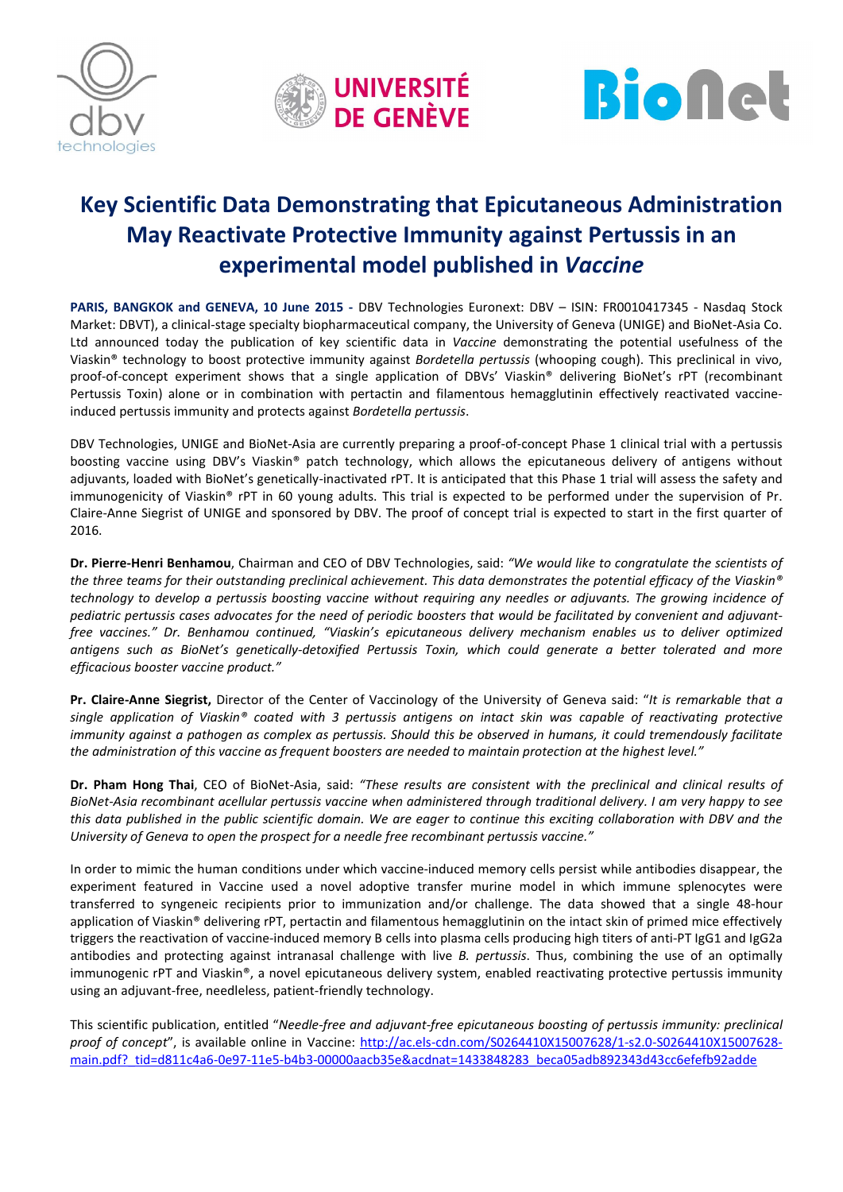# Key Scientific Data Demonstrating that Epicutaneous Administration May Reactivate Protective Immunity against Pertussis in an experimental model published in *Vaccine*

**PARIS, BANGKOK and GENEVA, 10 June 2015 -** DBV Technologies Euronext: DBV – ISIN: FR0010417345 - Nasdaq Stock Market: DBVT), a clinical-stage specialty biopharmaceutical company, the University of Geneva (UNIGE) and BioNet-Asia Co. Ltd announced today the publication of key scientific data in *Vaccine* demonstrating the potential usefulness of the Viaskin® technology to boost protective immunity against *Bordetella pertussis* (whooping cough). This preclinical in vivo, proof-of-concept experiment shows that a single application of DBVs' Viaskin® delivering BioNet's rPT (recombinant Pertussis Toxin) alone or in combination with pertactin and filamentous hemagglutinin effectively reactivated vaccine-induced pertussis immunity and protects against *Bordetella pertussis*.

DBV Technologies, UNIGE and BioNet-Asia are currently preparing a proof-of-concept Phase 1 clinical trial with a pertussis boosting vaccine using DBV's Viaskin® patch technology, which allows the epicutaneous delivery of antigens without adjuvants, loaded with BioNet's genetically-inactivated rPT. It is anticipated that this Phase 1 trial will assess the safety and immunogenicity of Viaskin® rPT in 60 young adults. This trial is expected to be performed under the supervision of Pr. Claire-Anne Siegrist of UNIGE and sponsored by DBV. The proof of concept trial is expected to start in the first quarter of 2016.

**Dr. Pierre-Henri Benhamou**, Chairman and CEO of DBV Technologies, said: *"We would like to congratulate the scientists of the three teams for their outstanding preclinical achievement. This data demonstrates the potential efficacy of the Viaskin® technology to develop a pertussis boosting vaccine without requiring any needles or adjuvants. The growing incidence of pediatric pertussis cases advocates for the need of periodic boosters that would be facilitated by convenient and adjuvant-free vaccines." Dr. Benhamou continued, "Viaskin's epicutaneous delivery mechanism enables us to deliver optimized antigens such as BioNet's genetically-detoxified Pertussis Toxin, which could generate a better tolerated and more efficacious booster vaccine product."*

**Pr. Claire-Anne Siegrist,** Director of the Center of Vaccinology of the University of Geneva said: "*It is remarkable that a single application of Viaskin® coated with 3 pertussis antigens on intact skin was capable of reactivating protective immunity against a pathogen as complex as pertussis. Should this be observed in humans, it could tremendously facilitate the administration of this vaccine as frequent boosters are needed to maintain protection at the highest level."*

**Dr. Pham Hong Thai**, CEO of BioNet-Asia, said: *"These results are consistent with the preclinical and clinical results of BioNet-Asia recombinant acellular pertussis vaccine when administered through traditional delivery. I am very happy to see this data published in the public scientific domain. We are eager to continue this exciting collaboration with DBV and the University of Geneva to open the prospect for a needle free recombinant pertussis vaccine."*

In order to mimic the human conditions under which vaccine-induced memory cells persist while antibodies disappear, the experiment featured in Vaccine used a novel adoptive transfer murine model in which immune splenocytes were transferred to syngeneic recipients prior to immunization and/or challenge. The data showed that a single 48-hour application of Viaskin® delivering rPT, pertactin and filamentous hemagglutinin on the intact skin of primed mice effectively triggers the reactivation of vaccine-induced memory B cells into plasma cells producing high titers of anti-PT IgG1 and IgG2a antibodies and protecting against intranasal challenge with live *B. pertussis*. Thus, combining the use of an optimally immunogenic rPT and Viaskin®, a novel epicutaneous delivery system, enabled reactivating protective pertussis immunity using an adjuvant-free, needleless, patient-friendly technology.

This scientific publication, entitled "*Needle-free and adjuvant-free epicutaneous boosting of pertussis immunity: preclinical proof of concept*", is available online in Vaccine: http://ac.els-cdn.com/S0264410X15007628/1-s2.0-S0264410X15007628-main.pdf?_tid=d811c4a6-0e97-11e5-b4b3-00000aacb35e&acdnat=1433848283_beca05adb892343d43cc6efefb92adde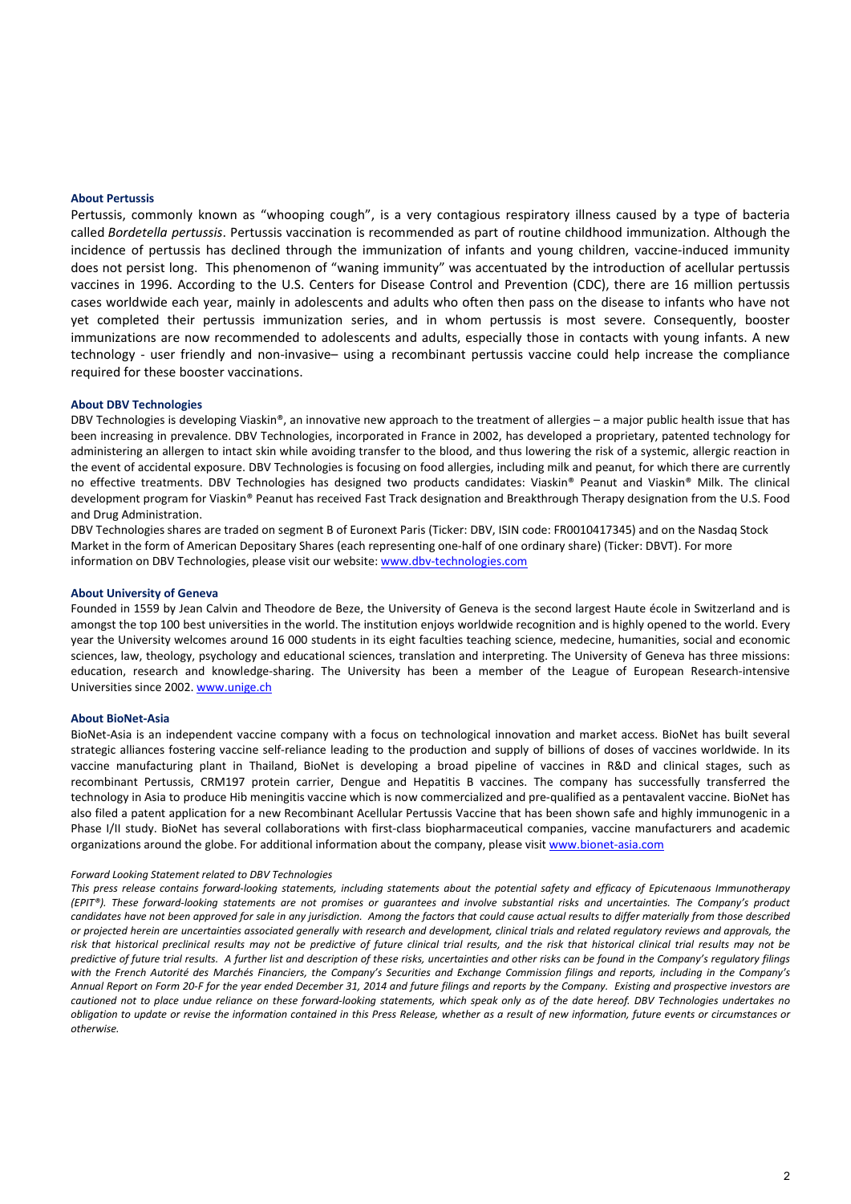**About Pertussis**

Pertussis, commonly known as “whooping cough”, is a very contagious respiratory illness caused by a type of bacteria called *Bordetella pertussis*. Pertussis vaccination is recommended as part of routine childhood immunization. Although the incidence of pertussis has declined through the immunization of infants and young children, vaccine-induced immunity does not persist long. This phenomenon of “waning immunity” was accentuated by the introduction of acellular pertussis vaccines in 1996. According to the U.S. Centers for Disease Control and Prevention (CDC), there are 16 million pertussis cases worldwide each year, mainly in adolescents and adults who often then pass on the disease to infants who have not yet completed their pertussis immunization series, and in whom pertussis is most severe. Consequently, booster immunizations are now recommended to adolescents and adults, especially those in contacts with young infants. A new technology - user friendly and non-invasive– using a recombinant pertussis vaccine could help increase the compliance required for these booster vaccinations.

**About DBV Technologies**

DBV Technologies is developing Viaskin®, an innovative new approach to the treatment of allergies – a major public health issue that has been increasing in prevalence. DBV Technologies, incorporated in France in 2002, has developed a proprietary, patented technology for administering an allergen to intact skin while avoiding transfer to the blood, and thus lowering the risk of a systemic, allergic reaction in the event of accidental exposure. DBV Technologies is focusing on food allergies, including milk and peanut, for which there are currently no effective treatments. DBV Technologies has designed two products candidates: Viaskin® Peanut and Viaskin® Milk. The clinical development program for Viaskin® Peanut has received Fast Track designation and Breakthrough Therapy designation from the U.S. Food and Drug Administration.

DBV Technologies shares are traded on segment B of Euronext Paris (Ticker: DBV, ISIN code: FR0010417345) and on the Nasdaq Stock Market in the form of American Depositary Shares (each representing one-half of one ordinary share) (Ticker: DBVT). For more information on DBV Technologies, please visit our website: www.dbv-technologies.com

**About University of Geneva**

Founded in 1559 by Jean Calvin and Theodore de Beze, the University of Geneva is the second largest Haute école in Switzerland and is amongst the top 100 best universities in the world. The institution enjoys worldwide recognition and is highly opened to the world. Every year the University welcomes around 16 000 students in its eight faculties teaching science, medecine, humanities, social and economic sciences, law, theology, psychology and educational sciences, translation and interpreting. The University of Geneva has three missions: education, research and knowledge-sharing. The University has been a member of the League of European Research-intensive Universities since 2002. www.unige.ch

**About BioNet-Asia**

BioNet-Asia is an independent vaccine company with a focus on technological innovation and market access. BioNet has built several strategic alliances fostering vaccine self-reliance leading to the production and supply of billions of doses of vaccines worldwide. In its vaccine manufacturing plant in Thailand, BioNet is developing a broad pipeline of vaccines in R&D and clinical stages, such as recombinant Pertussis, CRM197 protein carrier, Dengue and Hepatitis B vaccines. The company has successfully transferred the technology in Asia to produce Hib meningitis vaccine which is now commercialized and pre-qualified as a pentavalent vaccine. BioNet has also filed a patent application for a new Recombinant Acellular Pertussis Vaccine that has been shown safe and highly immunogenic in a Phase I/II study. BioNet has several collaborations with first-class biopharmaceutical companies, vaccine manufacturers and academic organizations around the globe. For additional information about the company, please visit www.bionet-asia.com

*Forward Looking Statement related to DBV Technologies*

*This press release contains forward-looking statements, including statements about the potential safety and efficacy of Epicutenaous Immunotherapy (EPIT®). These forward-looking statements are not promises or guarantees and involve substantial risks and uncertainties. The Company's product candidates have not been approved for sale in any jurisdiction. Among the factors that could cause actual results to differ materially from those described or projected herein are uncertainties associated generally with research and development, clinical trials and related regulatory reviews and approvals, the risk that historical preclinical results may not be predictive of future clinical trial results, and the risk that historical clinical trial results may not be predictive of future trial results. A further list and description of these risks, uncertainties and other risks can be found in the Company's regulatory filings with the French Autorité des Marchés Financiers, the Company's Securities and Exchange Commission filings and reports, including in the Company's Annual Report on Form 20-F for the year ended December 31, 2014 and future filings and reports by the Company. Existing and prospective investors are cautioned not to place undue reliance on these forward-looking statements, which speak only as of the date hereof. DBV Technologies undertakes no obligation to update or revise the information contained in this Press Release, whether as a result of new information, future events or circumstances or otherwise.*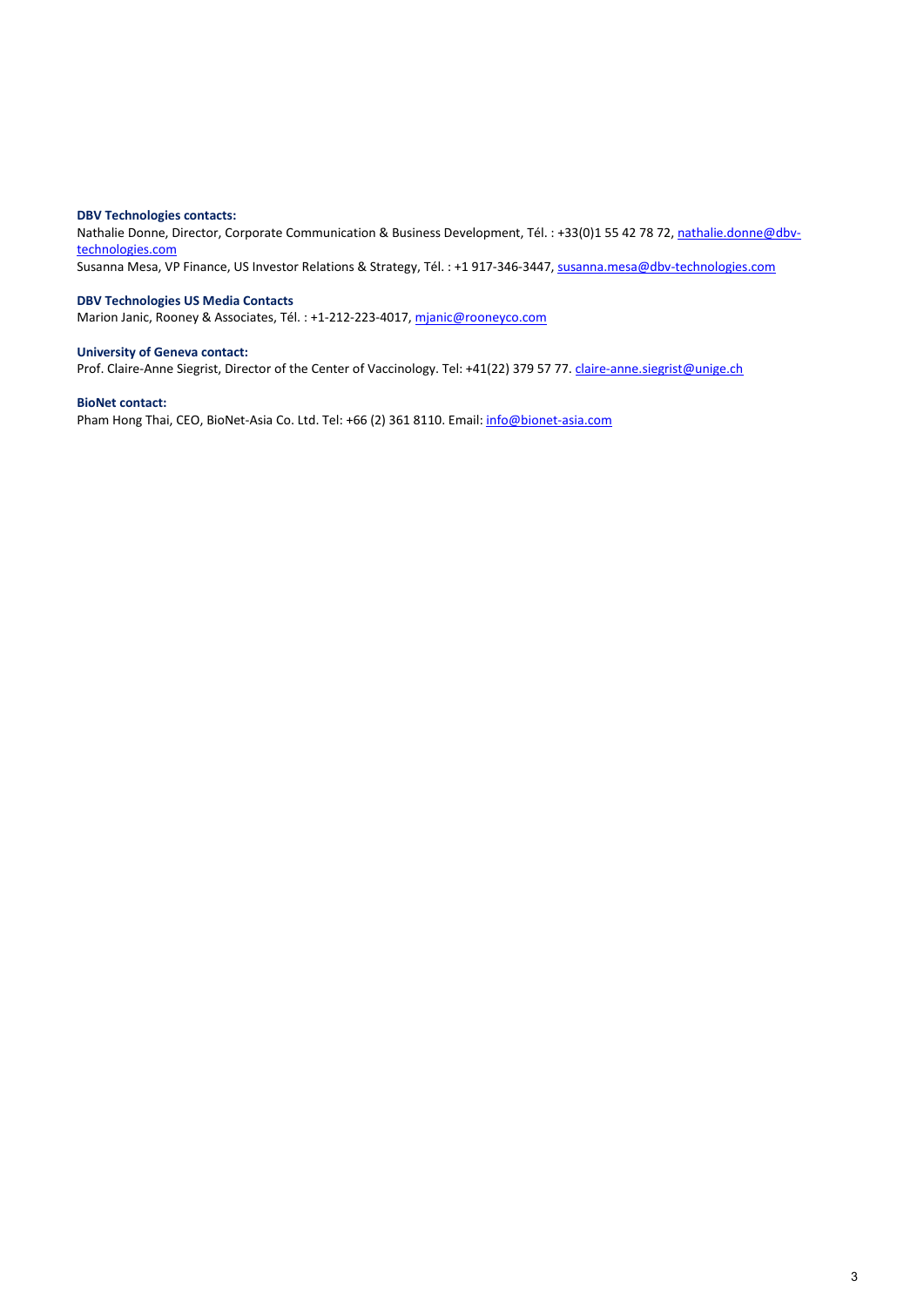**DBV Technologies contacts:**

Nathalie Donne, Director, Corporate Communication & Business Development, Tél. : +33(0)1 55 42 78 72, nathalie.donne@dbv-technologies.com

Susanna Mesa, VP Finance, US Investor Relations & Strategy, Tél. : +1 917-346-3447, susanna.mesa@dbv-technologies.com

**DBV Technologies US Media Contacts**

Marion Janic, Rooney & Associates, Tél. : +1-212-223-4017, mjanic@rooneyco.com

**University of Geneva contact:**

Prof. Claire-Anne Siegrist, Director of the Center of Vaccinology. Tel: +41(22) 379 57 77. claire-anne.siegrist@unige.ch

**BioNet contact:**

Pham Hong Thai, CEO, BioNet-Asia Co. Ltd. Tel: +66 (2) 361 8110. Email: info@bionet-asia.com